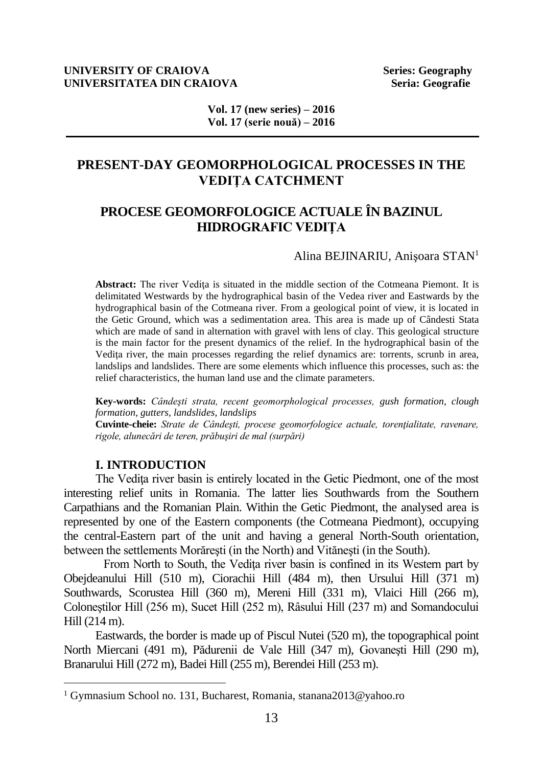# PRESENT-DAY GEOMORPHOLOGICAL PROCESSES IN THE VEDIŢA CATCHMENT

# PROCESE GEOMORFOLOGICE ACTUALE ÎN BAZINUL HIDROGRAFIC VEDIŢA

Alina BEJINARIU, Anişoara STAN[1]

**Abstract:** The river Vediţa is situated in the middle section of the Cotmeana Piemont. It is delimitated Westwards by the hydrographical basin of the Vedea river and Eastwards by the hydrographical basin of the Cotmeana river. From a geological point of view, it is located in the Getic Ground, which was a sedimentation area. This area is made up of Cândesti Stata which are made of sand in alternation with gravel with lens of clay. This geological structure is the main factor for the present dynamics of the relief. In the hydrographical basin of the Vediţa river, the main processes regarding the relief dynamics are: torrents, scrunb in area, landslips and landslides. There are some elements which influence this processes, such as: the relief characteristics, the human land use and the climate parameters.

**Key-words:** *Cândeşti strata, recent geomorphological processes, gush formation, clough formation, gutters, landslides, landslips*

**Cuvinte-cheie:** *Strate de Cândeşti, procese geomorfologice actuale, torenţialitate, ravenare, rigole, alunecări de teren, prăbuşiri de mal (surpări)*

## I. INTRODUCTION

The Vediţa river basin is entirely located in the Getic Piedmont, one of the most interesting relief units in Romania. The latter lies Southwards from the Southern Carpathians and the Romanian Plain. Within the Getic Piedmont, the analysed area is represented by one of the Eastern components (the Cotmeana Piedmont), occupying the central-Eastern part of the unit and having a general North-South orientation, between the settlements Morăreşti (in the North) and Vităneşti (in the South).

From North to South, the Vediţa river basin is confined in its Western part by Obejdeanului Hill (510 m), Ciorachii Hill (484 m), then Ursului Hill (371 m) Southwards, Scorustea Hill (360 m), Mereni Hill (331 m), Vlaici Hill (266 m), Coloneştilor Hill (256 m), Sucet Hill (252 m), Râsului Hill (237 m) and Somandocului Hill (214 m).

Eastwards, the border is made up of Piscul Nutei (520 m), the topographical point North Miercani (491 m), Pădurenii de Vale Hill (347 m), Govaneşti Hill (290 m), Branarului Hill (272 m), Badei Hill (255 m), Berendei Hill (253 m).

---

[1] Gymnasium School no. 131, Bucharest, Romania, stanana2013@yahoo.ro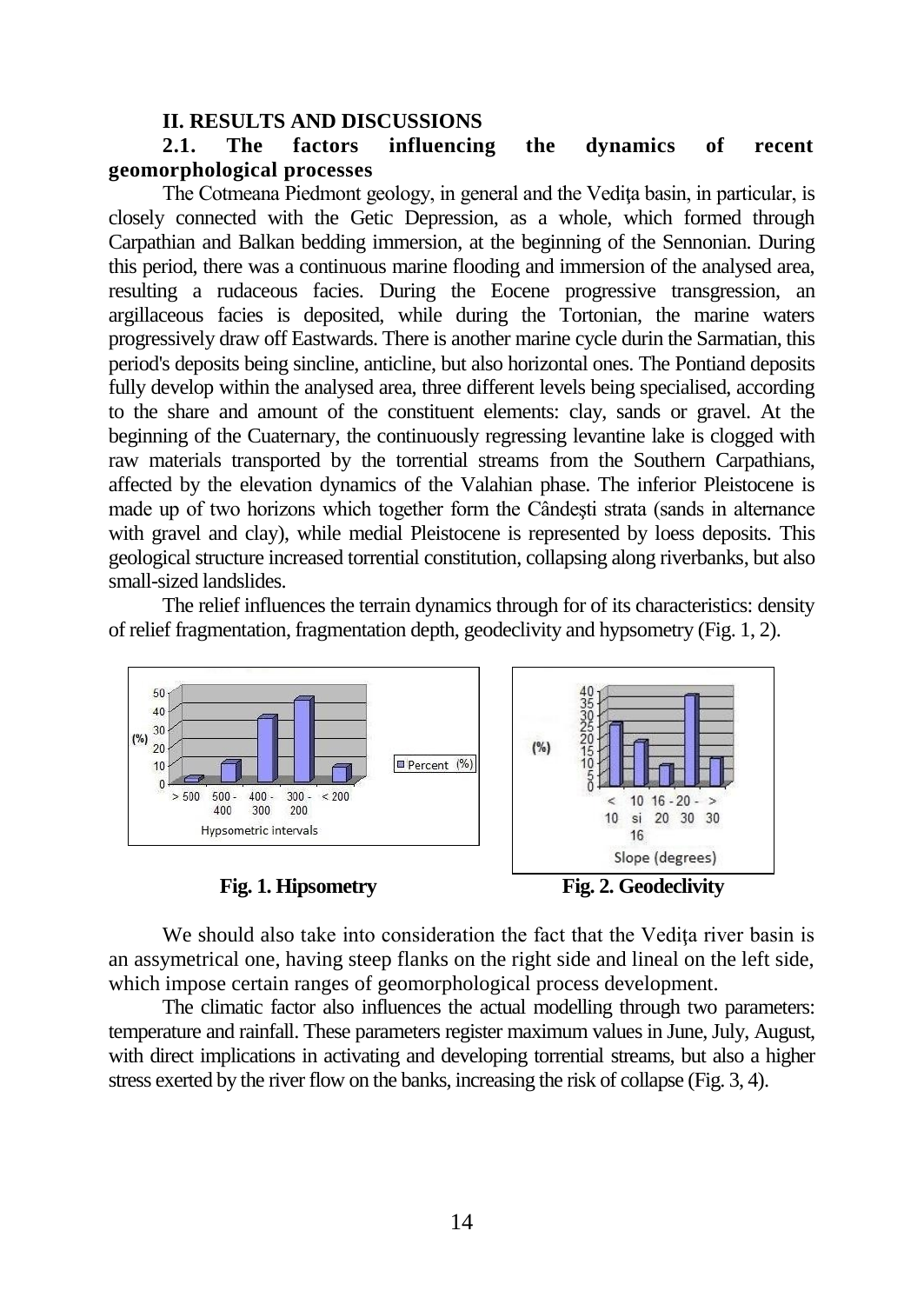## II. RESULTS AND DISCUSSIONS

### 2.1. The factors influencing the dynamics of recent geomorphological processes

The Cotmeana Piedmont geology, in general and the Vediţa basin, in particular, is closely connected with the Getic Depression, as a whole, which formed through Carpathian and Balkan bedding immersion, at the beginning of the Sennonian. During this period, there was a continuous marine flooding and immersion of the analysed area, resulting a rudaceous facies. During the Eocene progressive transgression, an argillaceous facies is deposited, while during the Tortonian, the marine waters progressively draw off Eastwards. There is another marine cycle durin the Sarmatian, this period's deposits being sincline, anticline, but also horizontal ones. The Pontiand deposits fully develop within the analysed area, three different levels being specialised, according to the share and amount of the constituent elements: clay, sands or gravel. At the beginning of the Cuaternary, the continuously regressing levantine lake is clogged with raw materials transported by the torrential streams from the Southern Carpathians, affected by the elevation dynamics of the Valahian phase. The inferior Pleistocene is made up of two horizons which together form the Cândeşti strata (sands in alternance with gravel and clay), while medial Pleistocene is represented by loess deposits. This geological structure increased torrential constitution, collapsing along riverbanks, but also small-sized landslides.

The relief influences the terrain dynamics through for of its characteristics: density of relief fragmentation, fragmentation depth, geodeclivity and hypsometry (Fig. 1, 2).

**Fig. 1. Hipsometry**

**Fig. 2. Geodeclivity**

We should also take into consideration the fact that the Vediţa river basin is an assymetrical one, having steep flanks on the right side and lineal on the left side, which impose certain ranges of geomorphological process development.

The climatic factor also influences the actual modelling through two parameters: temperature and rainfall. These parameters register maximum values in June, July, August, with direct implications in activating and developing torrential streams, but also a higher stress exerted by the river flow on the banks, increasing the risk of collapse (Fig. 3, 4).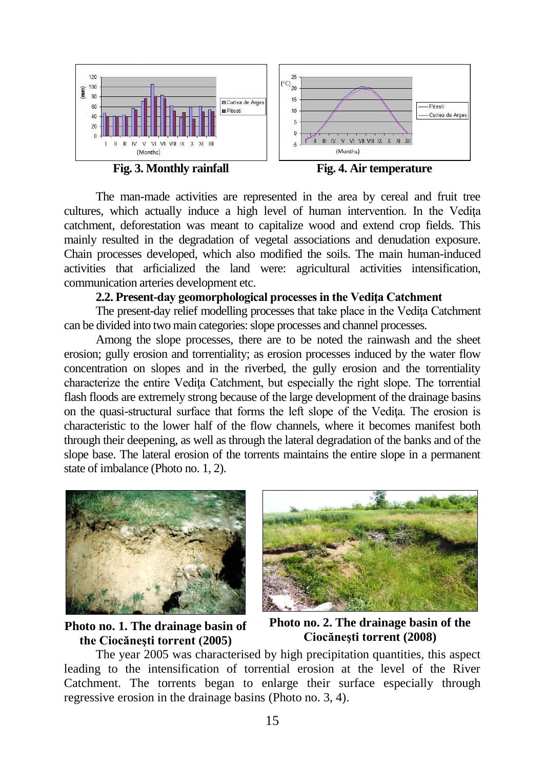Fig. 3. Monthly rainfall

Fig. 4. Air temperature

The man-made activities are represented in the area by cereal and fruit tree cultures, which actually induce a high level of human intervention. In the Vedița catchment, deforestation was meant to capitalize wood and extend crop fields. This mainly resulted in the degradation of vegetal associations and denudation exposure. Chain processes developed, which also modified the soils. The main human-induced activities that arficialized the land were: agricultural activities intensification, communication arteries development etc.

### 2.2. Present-day geomorphological processes in the Vedița Catchment

The present-day relief modelling processes that take place in the Vedița Catchment can be divided into two main categories: slope processes and channel processes.

Among the slope processes, there are to be noted the rainwash and the sheet erosion; gully erosion and torrentiality; as erosion processes induced by the water flow concentration on slopes and in the riverbed, the gully erosion and the torrentiality characterize the entire Vedița Catchment, but especially the right slope. The torrential flash floods are extremely strong because of the large development of the drainage basins on the quasi-structural surface that forms the left slope of the Vedița. The erosion is characteristic to the lower half of the flow channels, where it becomes manifest both through their deepening, as well as through the lateral degradation of the banks and of the slope base. The lateral erosion of the torrents maintains the entire slope in a permanent state of imbalance (Photo no. 1, 2).

**Photo no. 1. The drainage basin of the Ciocănești torrent (2005)**

**Photo no. 2. The drainage basin of the Ciocănești torrent (2008)**

The year 2005 was characterised by high precipitation quantities, this aspect leading to the intensification of torrential erosion at the level of the River Catchment. The torrents began to enlarge their surface especially through regressive erosion in the drainage basins (Photo no. 3, 4).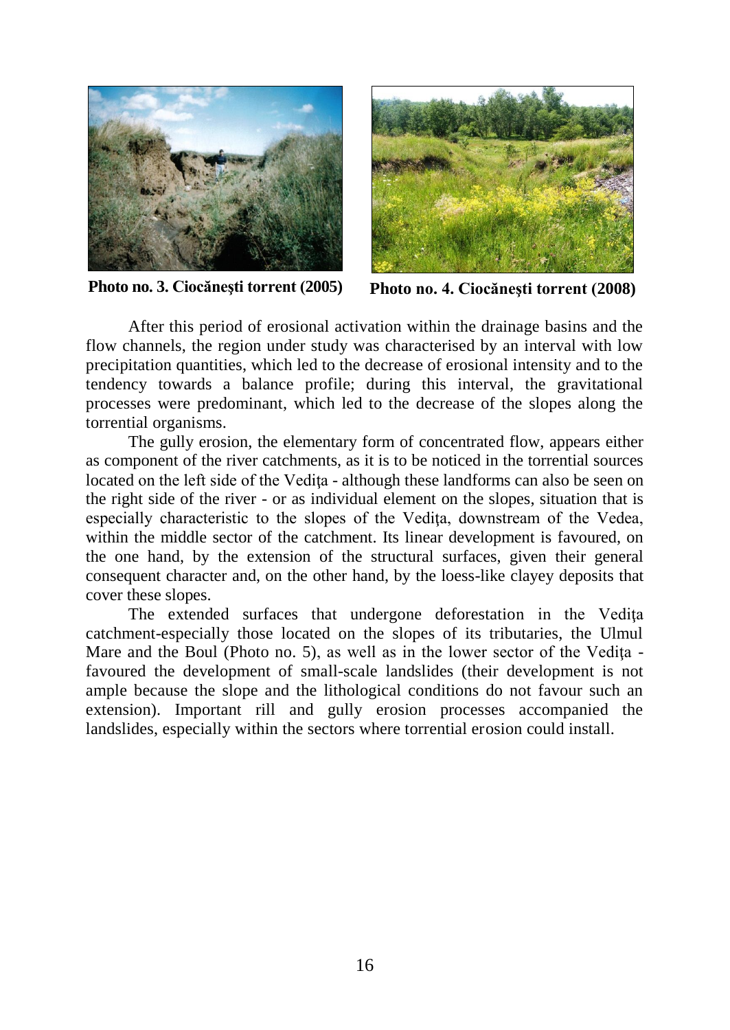**Photo no. 3. Ciocăneşti torrent (2005)** **Photo no. 4. Ciocăneşti torrent (2008)**

After this period of erosional activation within the drainage basins and the flow channels, the region under study was characterised by an interval with low precipitation quantities, which led to the decrease of erosional intensity and to the tendency towards a balance profile; during this interval, the gravitational processes were predominant, which led to the decrease of the slopes along the torrential organisms.

The gully erosion, the elementary form of concentrated flow, appears either as component of the river catchments, as it is to be noticed in the torrential sources located on the left side of the Vediţa - although these landforms can also be seen on the right side of the river - or as individual element on the slopes, situation that is especially characteristic to the slopes of the Vediţa, downstream of the Vedea, within the middle sector of the catchment. Its linear development is favoured, on the one hand, by the extension of the structural surfaces, given their general consequent character and, on the other hand, by the loess-like clayey deposits that cover these slopes.

The extended surfaces that undergone deforestation in the Vediţa catchment-especially those located on the slopes of its tributaries, the Ulmul Mare and the Boul (Photo no. 5), as well as in the lower sector of the Vediţa - favoured the development of small-scale landslides (their development is not ample because the slope and the lithological conditions do not favour such an extension). Important rill and gully erosion processes accompanied the landslides, especially within the sectors where torrential erosion could install.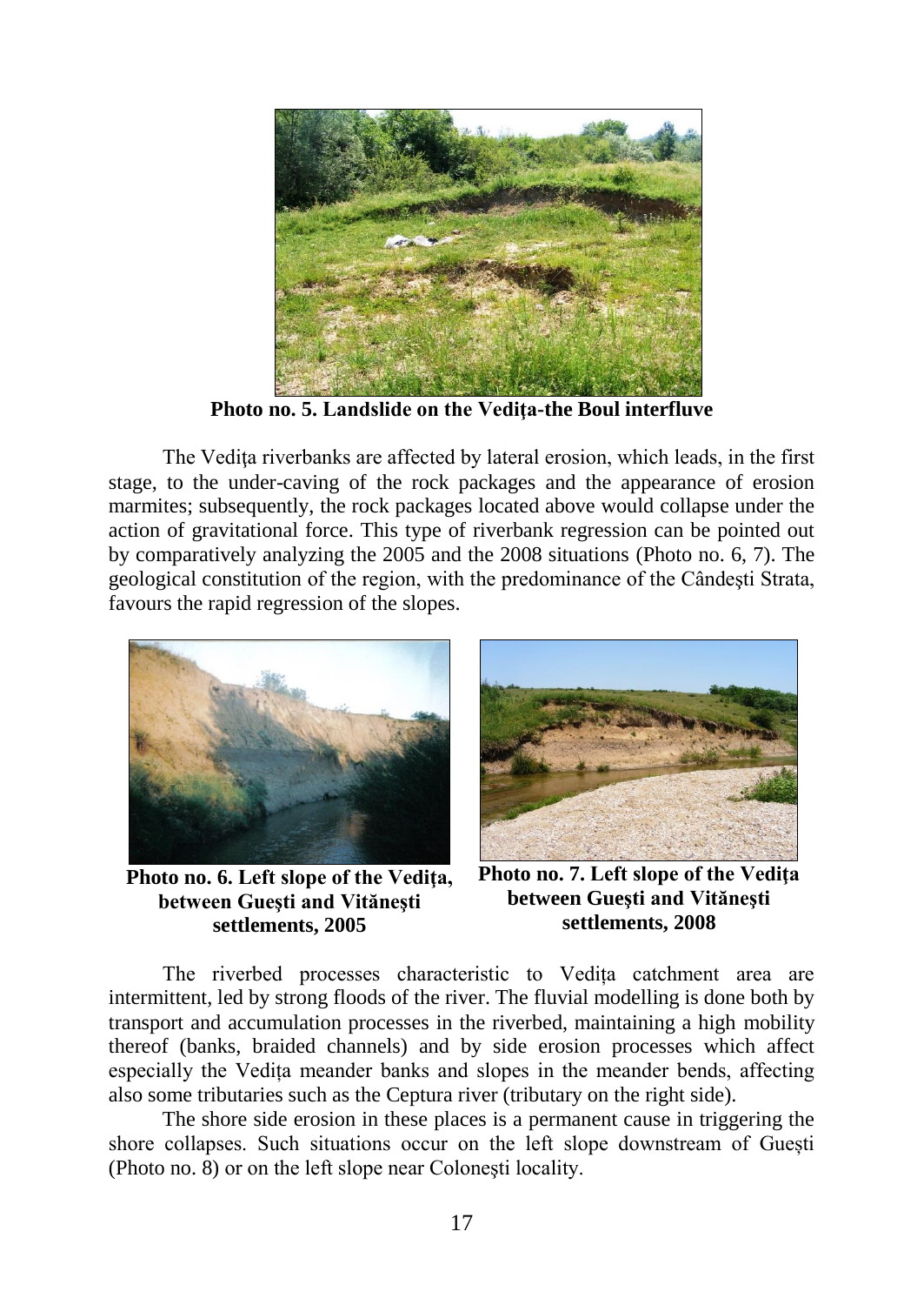**Photo no. 5. Landslide on the Vediţa-the Boul interfluve**

The Vediţa riverbanks are affected by lateral erosion, which leads, in the first stage, to the under-caving of the rock packages and the appearance of erosion marmites; subsequently, the rock packages located above would collapse under the action of gravitational force. This type of riverbank regression can be pointed out by comparatively analyzing the 2005 and the 2008 situations (Photo no. 6, 7). The geological constitution of the region, with the predominance of the Cândeşti Strata, favours the rapid regression of the slopes.

**Photo no. 6. Left slope of the Vediţa, between Gueşti and Vităneşti settlements, 2005**

**Photo no. 7. Left slope of the Vediţa between Gueşti and Vităneşti settlements, 2008**

The riverbed processes characteristic to Vediţa catchment area are intermittent, led by strong floods of the river. The fluvial modelling is done both by transport and accumulation processes in the riverbed, maintaining a high mobility thereof (banks, braided channels) and by side erosion processes which affect especially the Vediţa meander banks and slopes in the meander bends, affecting also some tributaries such as the Ceptura river (tributary on the right side).

The shore side erosion in these places is a permanent cause in triggering the shore collapses. Such situations occur on the left slope downstream of Gueşti (Photo no. 8) or on the left slope near Coloneşti locality.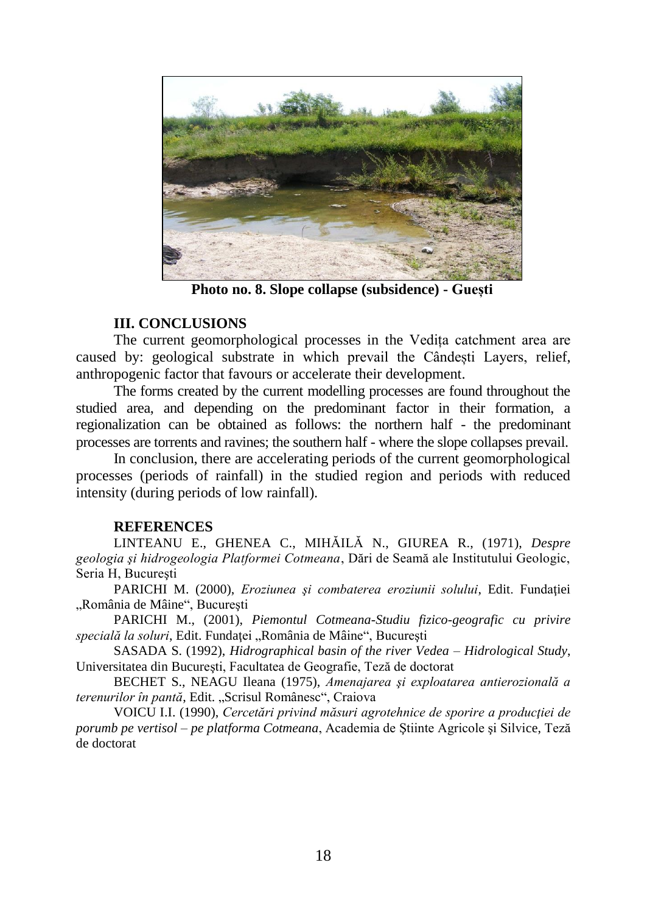**Photo no. 8. Slope collapse (subsidence) - Guești**

## III. CONCLUSIONS

The current geomorphological processes in the Vedița catchment area are caused by: geological substrate in which prevail the Cândești Layers, relief, anthropogenic factor that favours or accelerate their development.

The forms created by the current modelling processes are found throughout the studied area, and depending on the predominant factor in their formation, a regionalization can be obtained as follows: the northern half - the predominant processes are torrents and ravines; the southern half - where the slope collapses prevail.

In conclusion, there are accelerating periods of the current geomorphological processes (periods of rainfall) in the studied region and periods with reduced intensity (during periods of low rainfall).

## REFERENCES

LINTEANU E., GHENEA C., MIHĂILĂ N., GIUREA R., (1971), *Despre geologia şi hidrogeologia Platformei Cotmeana*, Dări de Seamă ale Institutului Geologic, Seria H, Bucureşti

PARICHI M. (2000), *Eroziunea şi combaterea eroziunii solului*, Edit. Fundaţiei „România de Mâine“, Bucureşti

PARICHI M., (2001), *Piemontul Cotmeana-Studiu fizico-geografic cu privire specială la soluri*, Edit. Fundaţei „România de Mâine“, Bucureşti

SASADA S. (1992), *Hidrographical basin of the river Vedea – Hidrological Study*, Universitatea din București, Facultatea de Geografie, Teză de doctorat

BECHET S., NEAGU Ileana (1975), *Amenajarea şi exploatarea antierozională a terenurilor în pantă*, Edit. „Scrisul Românesc“, Craiova

VOICU I.I. (1990), *Cercetări privind măsuri agrotehnice de sporire a producției de porumb pe vertisol – pe platforma Cotmeana*, Academia de Ştiinte Agricole şi Silvice, Teză de doctorat